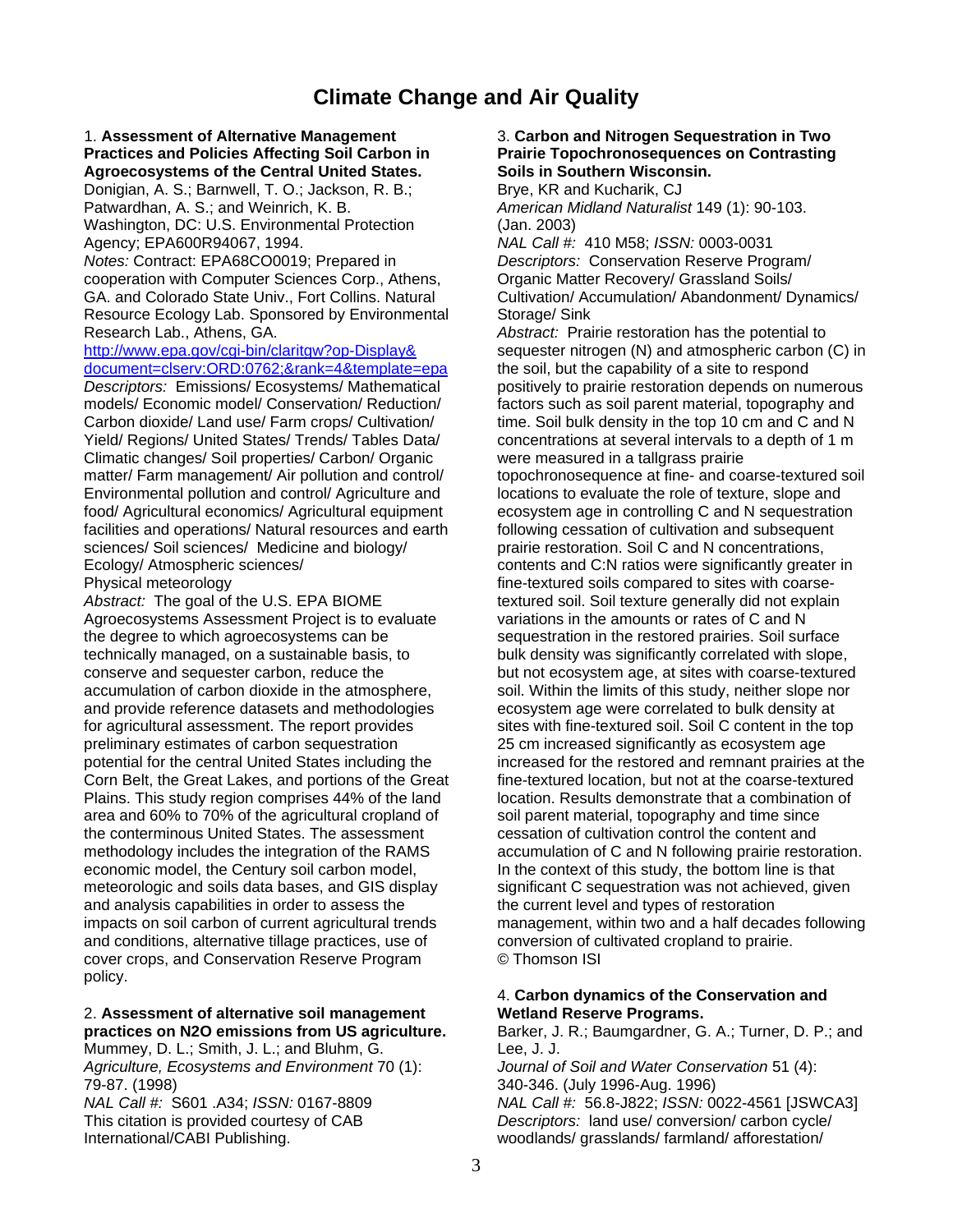# Climate Change and Air Quality

1. **Assessment of Alternative Management Practices and Policies Affecting Soil Carbon in Agroecosystems of the Central United States.**
Donigian, A. S.; Barnwell, T. O.; Jackson, R. B.; Patwardhan, A. S.; and Weinrich, K. B.
Washington, DC: U.S. Environmental Protection Agency; EPA600R94067, 1994.
*Notes:* Contract: EPA68CO0019; Prepared in cooperation with Computer Sciences Corp., Athens, GA. and Colorado State Univ., Fort Collins. Natural Resource Ecology Lab. Sponsored by Environmental Research Lab., Athens, GA.
http://www.epa.gov/cgi-bin/claritgw?op-Display&document=clserv:ORD:0762;&rank=4&template=epa
*Descriptors:* Emissions/ Ecosystems/ Mathematical models/ Economic model/ Conservation/ Reduction/ Carbon dioxide/ Land use/ Farm crops/ Cultivation/ Yield/ Regions/ United States/ Trends/ Tables Data/ Climatic changes/ Soil properties/ Carbon/ Organic matter/ Farm management/ Air pollution and control/ Environmental pollution and control/ Agriculture and food/ Agricultural economics/ Agricultural equipment facilities and operations/ Natural resources and earth sciences/ Soil sciences/ Medicine and biology/ Ecology/ Atmospheric sciences/ Physical meteorology
*Abstract:* The goal of the U.S. EPA BIOME Agroecosystems Assessment Project is to evaluate the degree to which agroecosystems can be technically managed, on a sustainable basis, to conserve and sequester carbon, reduce the accumulation of carbon dioxide in the atmosphere, and provide reference datasets and methodologies for agricultural assessment. The report provides preliminary estimates of carbon sequestration potential for the central United States including the Corn Belt, the Great Lakes, and portions of the Great Plains. This study region comprises 44% of the land area and 60% to 70% of the agricultural cropland of the conterminous United States. The assessment methodology includes the integration of the RAMS economic model, the Century soil carbon model, meteorologic and soils data bases, and GIS display and analysis capabilities in order to assess the impacts on soil carbon of current agricultural trends and conditions, alternative tillage practices, use of cover crops, and Conservation Reserve Program policy.

2. **Assessment of alternative soil management practices on N2O emissions from US agriculture.**
Mummey, D. L.; Smith, J. L.; and Bluhm, G.
*Agriculture, Ecosystems and Environment* 70 (1): 79-87. (1998)
*NAL Call #:* S601 .A34; *ISSN:* 0167-8809
This citation is provided courtesy of CAB International/CABI Publishing.

3. **Carbon and Nitrogen Sequestration in Two Prairie Topochronosequences on Contrasting Soils in Southern Wisconsin.**
Brye, KR and Kucharik, CJ
*American Midland Naturalist* 149 (1): 90-103. (Jan. 2003)
*NAL Call #:* 410 M58; *ISSN:* 0003-0031
*Descriptors:* Conservation Reserve Program/ Organic Matter Recovery/ Grassland Soils/ Cultivation/ Accumulation/ Abandonment/ Dynamics/ Storage/ Sink
*Abstract:* Prairie restoration has the potential to sequester nitrogen (N) and atmospheric carbon (C) in the soil, but the capability of a site to respond positively to prairie restoration depends on numerous factors such as soil parent material, topography and time. Soil bulk density in the top 10 cm and C and N concentrations at several intervals to a depth of 1 m were measured in a tallgrass prairie topochronosequence at fine- and coarse-textured soil locations to evaluate the role of texture, slope and ecosystem age in controlling C and N sequestration following cessation of cultivation and subsequent prairie restoration. Soil C and N concentrations, contents and C:N ratios were significantly greater in fine-textured soils compared to sites with coarse-textured soil. Soil texture generally did not explain variations in the amounts or rates of C and N sequestration in the restored prairies. Soil surface bulk density was significantly correlated with slope, but not ecosystem age, at sites with coarse-textured soil. Within the limits of this study, neither slope nor ecosystem age were correlated to bulk density at sites with fine-textured soil. Soil C content in the top 25 cm increased significantly as ecosystem age increased for the restored and remnant prairies at the fine-textured location, but not at the coarse-textured location. Results demonstrate that a combination of soil parent material, topography and time since cessation of cultivation control the content and accumulation of C and N following prairie restoration. In the context of this study, the bottom line is that significant C sequestration was not achieved, given the current level and types of restoration management, within two and a half decades following conversion of cultivated cropland to prairie.
© Thomson ISI

4. **Carbon dynamics of the Conservation and Wetland Reserve Programs.**
Barker, J. R.; Baumgardner, G. A.; Turner, D. P.; and Lee, J. J.
*Journal of Soil and Water Conservation* 51 (4): 340-346. (July 1996-Aug. 1996)
*NAL Call #:* 56.8-J822; *ISSN:* 0022-4561 [JSWCA3]
*Descriptors:* land use/ conversion/ carbon cycle/ woodlands/ grasslands/ farmland/ afforestation/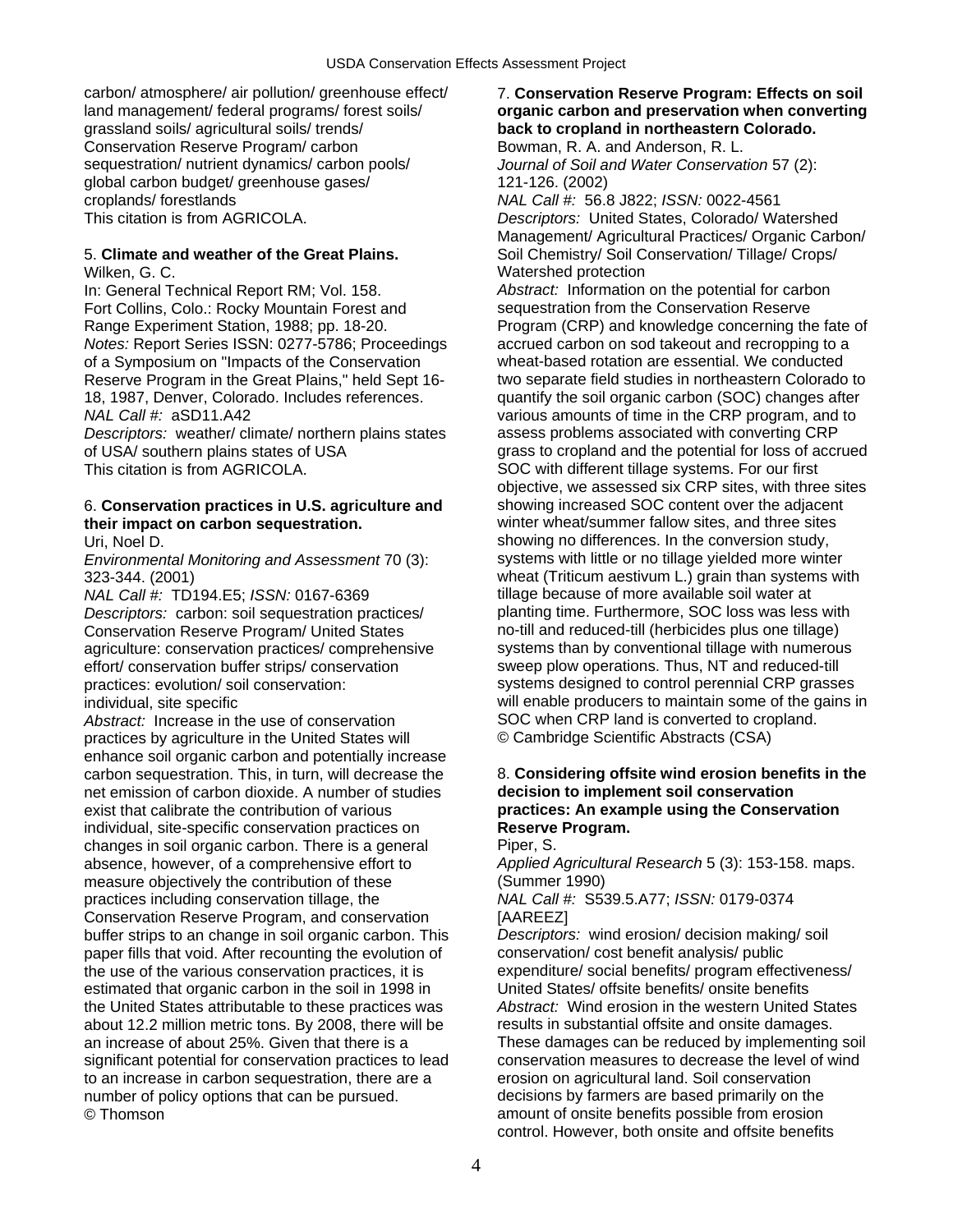carbon/ atmosphere/ air pollution/ greenhouse effect/ land management/ federal programs/ forest soils/ grassland soils/ agricultural soils/ trends/ Conservation Reserve Program/ carbon sequestration/ nutrient dynamics/ carbon pools/ global carbon budget/ greenhouse gases/ croplands/ forestlands
This citation is from AGRICOLA.

5. **Climate and weather of the Great Plains.**
Wilken, G. C.
In: General Technical Report RM; Vol. 158. Fort Collins, Colo.: Rocky Mountain Forest and Range Experiment Station, 1988; pp. 18-20.
*Notes:* Report Series ISSN: 0277-5786; Proceedings of a Symposium on "Impacts of the Conservation Reserve Program in the Great Plains," held Sept 16-18, 1987, Denver, Colorado. Includes references.
*NAL Call #:* aSD11.A42
*Descriptors:* weather/ climate/ northern plains states of USA/ southern plains states of USA
This citation is from AGRICOLA.

6. **Conservation practices in U.S. agriculture and their impact on carbon sequestration.**
Uri, Noel D.
*Environmental Monitoring and Assessment* 70 (3): 323-344. (2001)
*NAL Call #:* TD194.E5; *ISSN:* 0167-6369
*Descriptors:* carbon: soil sequestration practices/ Conservation Reserve Program/ United States agriculture: conservation practices/ comprehensive effort/ conservation buffer strips/ conservation practices: evolution/ soil conservation: individual, site specific
*Abstract:* Increase in the use of conservation practices by agriculture in the United States will enhance soil organic carbon and potentially increase carbon sequestration. This, in turn, will decrease the net emission of carbon dioxide. A number of studies exist that calibrate the contribution of various individual, site-specific conservation practices on changes in soil organic carbon. There is a general absence, however, of a comprehensive effort to measure objectively the contribution of these practices including conservation tillage, the Conservation Reserve Program, and conservation buffer strips to an change in soil organic carbon. This paper fills that void. After recounting the evolution of the use of the various conservation practices, it is estimated that organic carbon in the soil in 1998 in the United States attributable to these practices was about 12.2 million metric tons. By 2008, there will be an increase of about 25%. Given that there is a significant potential for conservation practices to lead to an increase in carbon sequestration, there are a number of policy options that can be pursued.
© Thomson

7. **Conservation Reserve Program: Effects on soil organic carbon and preservation when converting back to cropland in northeastern Colorado.**
Bowman, R. A. and Anderson, R. L.
*Journal of Soil and Water Conservation* 57 (2): 121-126. (2002)
*NAL Call #:* 56.8 J822; *ISSN:* 0022-4561
*Descriptors:* United States, Colorado/ Watershed Management/ Agricultural Practices/ Organic Carbon/ Soil Chemistry/ Soil Conservation/ Tillage/ Crops/ Watershed protection
*Abstract:* Information on the potential for carbon sequestration from the Conservation Reserve Program (CRP) and knowledge concerning the fate of accrued carbon on sod takeout and recropping to a wheat-based rotation are essential. We conducted two separate field studies in northeastern Colorado to quantify the soil organic carbon (SOC) changes after various amounts of time in the CRP program, and to assess problems associated with converting CRP grass to cropland and the potential for loss of accrued SOC with different tillage systems. For our first objective, we assessed six CRP sites, with three sites showing increased SOC content over the adjacent winter wheat/summer fallow sites, and three sites showing no differences. In the conversion study, systems with little or no tillage yielded more winter wheat (Triticum aestivum L.) grain than systems with tillage because of more available soil water at planting time. Furthermore, SOC loss was less with no-till and reduced-till (herbicides plus one tillage) systems than by conventional tillage with numerous sweep plow operations. Thus, NT and reduced-till systems designed to control perennial CRP grasses will enable producers to maintain some of the gains in SOC when CRP land is converted to cropland.
© Cambridge Scientific Abstracts (CSA)

8. **Considering offsite wind erosion benefits in the decision to implement soil conservation practices: An example using the Conservation Reserve Program.**
Piper, S.
*Applied Agricultural Research* 5 (3): 153-158. maps. (Summer 1990)
*NAL Call #:* S539.5.A77; *ISSN:* 0179-0374 [AAREEZ]
*Descriptors:* wind erosion/ decision making/ soil conservation/ cost benefit analysis/ public expenditure/ social benefits/ program effectiveness/ United States/ offsite benefits/ onsite benefits
*Abstract:* Wind erosion in the western United States results in substantial offsite and onsite damages. These damages can be reduced by implementing soil conservation measures to decrease the level of wind erosion on agricultural land. Soil conservation decisions by farmers are based primarily on the amount of onsite benefits possible from erosion control. However, both onsite and offsite benefits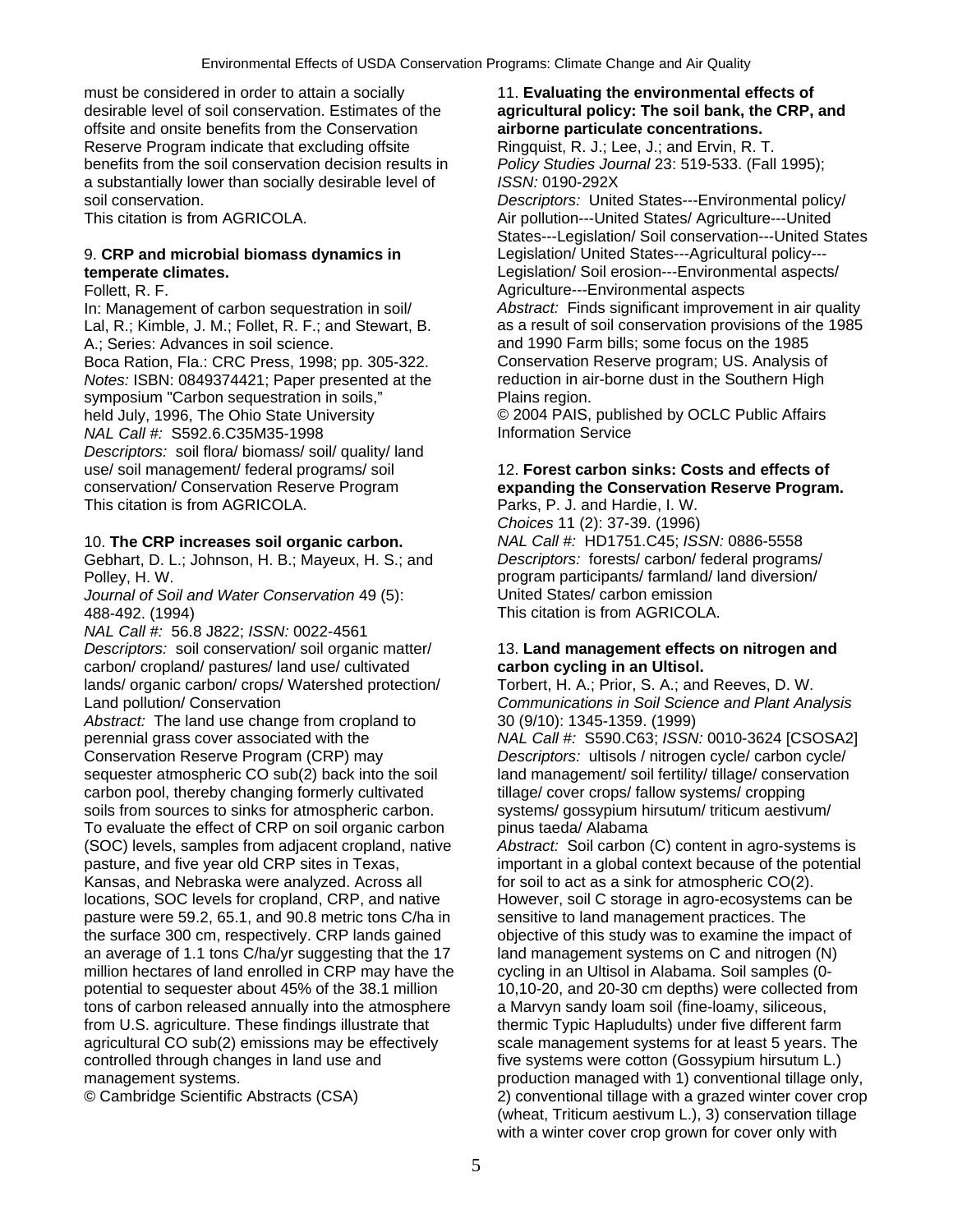must be considered in order to attain a socially desirable level of soil conservation. Estimates of the offsite and onsite benefits from the Conservation Reserve Program indicate that excluding offsite benefits from the soil conservation decision results in a substantially lower than socially desirable level of soil conservation.
This citation is from AGRICOLA.

9. **CRP and microbial biomass dynamics in temperate climates.**
Follett, R. F.
In: Management of carbon sequestration in soil/ Lal, R.; Kimble, J. M.; Follet, R. F.; and Stewart, B. A.; Series: Advances in soil science.
Boca Ration, Fla.: CRC Press, 1998; pp. 305-322.
*Notes:* ISBN: 0849374421; Paper presented at the symposium "Carbon sequestration in soils," held July, 1996, The Ohio State University
*NAL Call #:* S592.6.C35M35-1998
*Descriptors:* soil flora/ biomass/ soil/ quality/ land use/ soil management/ federal programs/ soil conservation/ Conservation Reserve Program
This citation is from AGRICOLA.

10. **The CRP increases soil organic carbon.**
Gebhart, D. L.; Johnson, H. B.; Mayeux, H. S.; and Polley, H. W.
*Journal of Soil and Water Conservation* 49 (5): 488-492. (1994)
*NAL Call #:* 56.8 J822; *ISSN:* 0022-4561
*Descriptors:* soil conservation/ soil organic matter/ carbon/ cropland/ pastures/ land use/ cultivated lands/ organic carbon/ crops/ Watershed protection/ Land pollution/ Conservation
*Abstract:* The land use change from cropland to perennial grass cover associated with the Conservation Reserve Program (CRP) may sequester atmospheric CO sub(2) back into the soil carbon pool, thereby changing formerly cultivated soils from sources to sinks for atmospheric carbon. To evaluate the effect of CRP on soil organic carbon (SOC) levels, samples from adjacent cropland, native pasture, and five year old CRP sites in Texas, Kansas, and Nebraska were analyzed. Across all locations, SOC levels for cropland, CRP, and native pasture were 59.2, 65.1, and 90.8 metric tons C/ha in the surface 300 cm, respectively. CRP lands gained an average of 1.1 tons C/ha/yr suggesting that the 17 million hectares of land enrolled in CRP may have the potential to sequester about 45% of the 38.1 million tons of carbon released annually into the atmosphere from U.S. agriculture. These findings illustrate that agricultural CO sub(2) emissions may be effectively controlled through changes in land use and management systems.
© Cambridge Scientific Abstracts (CSA)

11. **Evaluating the environmental effects of agricultural policy: The soil bank, the CRP, and airborne particulate concentrations.**
Ringquist, R. J.; Lee, J.; and Ervin, R. T.
*Policy Studies Journal* 23: 519-533. (Fall 1995);
*ISSN:* 0190-292X
*Descriptors:* United States---Environmental policy/ Air pollution---United States/ Agriculture---United States---Legislation/ Soil conservation---United States Legislation/ United States---Agricultural policy---Legislation/ Soil erosion---Environmental aspects/ Agriculture---Environmental aspects
*Abstract:* Finds significant improvement in air quality as a result of soil conservation provisions of the 1985 and 1990 Farm bills; some focus on the 1985 Conservation Reserve program; US. Analysis of reduction in air-borne dust in the Southern High Plains region.
© 2004 PAIS, published by OCLC Public Affairs Information Service

12. **Forest carbon sinks: Costs and effects of expanding the Conservation Reserve Program.**
Parks, P. J. and Hardie, I. W.
*Choices* 11 (2): 37-39. (1996)
*NAL Call #:* HD1751.C45; *ISSN:* 0886-5558
*Descriptors:* forests/ carbon/ federal programs/ program participants/ farmland/ land diversion/ United States/ carbon emission
This citation is from AGRICOLA.

13. **Land management effects on nitrogen and carbon cycling in an Ultisol.**
Torbert, H. A.; Prior, S. A.; and Reeves, D. W.
*Communications in Soil Science and Plant Analysis* 30 (9/10): 1345-1359. (1999)
*NAL Call #:* S590.C63; *ISSN:* 0010-3624 [CSOSA2]
*Descriptors:* ultisols / nitrogen cycle/ carbon cycle/ land management/ soil fertility/ tillage/ conservation tillage/ cover crops/ fallow systems/ cropping systems/ gossypium hirsutum/ triticum aestivum/ pinus taeda/ Alabama
*Abstract:* Soil carbon (C) content in agro-systems is important in a global context because of the potential for soil to act as a sink for atmospheric CO(2). However, soil C storage in agro-ecosystems can be sensitive to land management practices. The objective of this study was to examine the impact of land management systems on C and nitrogen (N) cycling in an Ultisol in Alabama. Soil samples (0-10,10-20, and 20-30 cm depths) were collected from a Marvyn sandy loam soil (fine-loamy, siliceous, thermic Typic Hapludults) under five different farm scale management systems for at least 5 years. The five systems were cotton (Gossypium hirsutum L.) production managed with 1) conventional tillage only, 2) conventional tillage with a grazed winter cover crop (wheat, Triticum aestivum L.), 3) conservation tillage with a winter cover crop grown for cover only with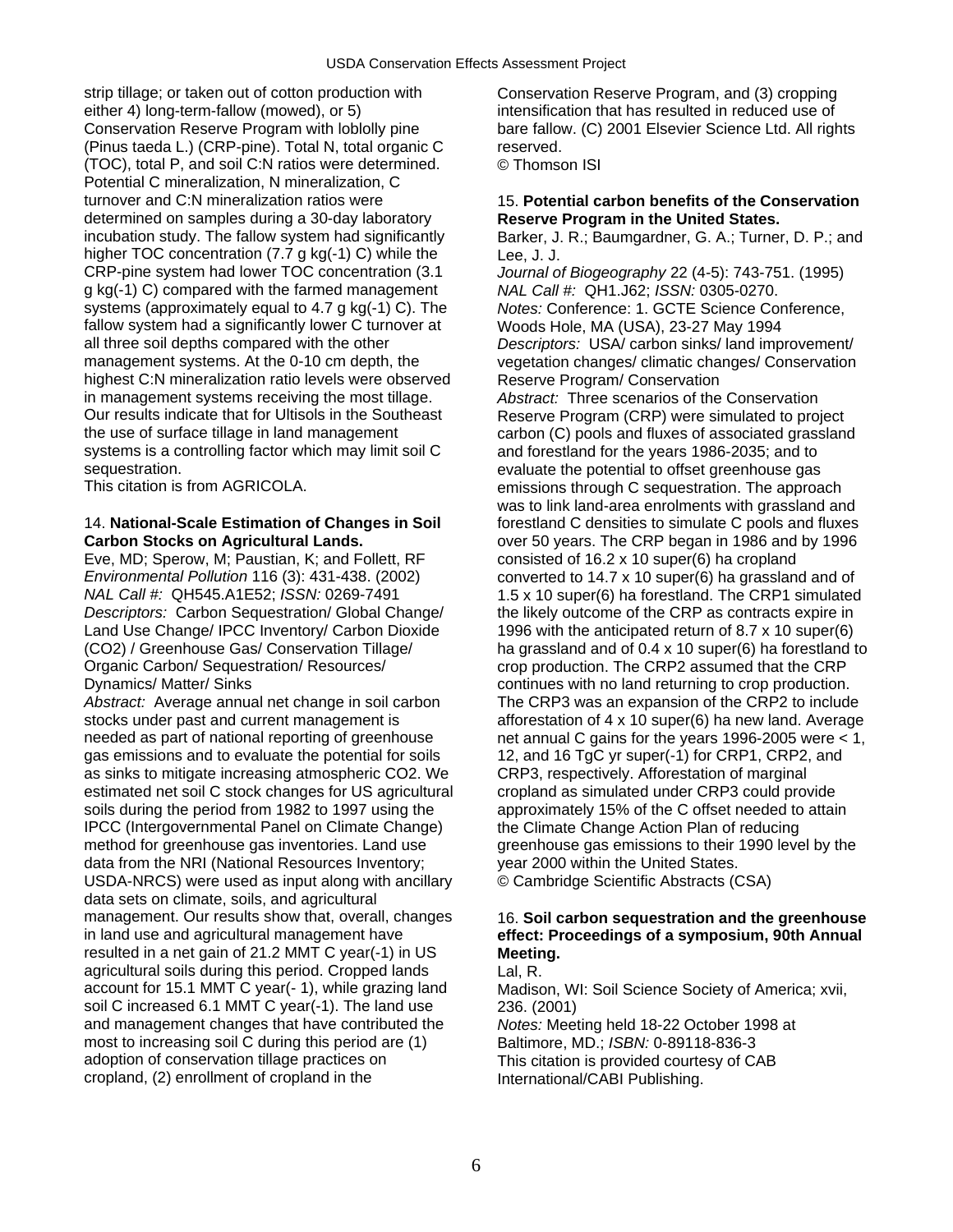strip tillage; or taken out of cotton production with either 4) long-term-fallow (mowed), or 5) Conservation Reserve Program with loblolly pine (Pinus taeda L.) (CRP-pine). Total N, total organic C (TOC), total P, and soil C:N ratios were determined. Potential C mineralization, N mineralization, C turnover and C:N mineralization ratios were determined on samples during a 30-day laboratory incubation study. The fallow system had significantly higher TOC concentration (7.7 g kg(-1) C) while the CRP-pine system had lower TOC concentration (3.1 g kg(-1) C) compared with the farmed management systems (approximately equal to 4.7 g kg(-1) C). The fallow system had a significantly lower C turnover at all three soil depths compared with the other management systems. At the 0-10 cm depth, the highest C:N mineralization ratio levels were observed in management systems receiving the most tillage. Our results indicate that for Ultisols in the Southeast the use of surface tillage in land management systems is a controlling factor which may limit soil C sequestration.
This citation is from AGRICOLA.

14. **National-Scale Estimation of Changes in Soil Carbon Stocks on Agricultural Lands.**
Eve, MD; Sperow, M; Paustian, K; and Follett, RF
*Environmental Pollution* 116 (3): 431-438. (2002)
*NAL Call #:* QH545.A1E52; *ISSN:* 0269-7491
*Descriptors:* Carbon Sequestration/ Global Change/ Land Use Change/ IPCC Inventory/ Carbon Dioxide (CO2) / Greenhouse Gas/ Conservation Tillage/ Organic Carbon/ Sequestration/ Resources/ Dynamics/ Matter/ Sinks
*Abstract:* Average annual net change in soil carbon stocks under past and current management is needed as part of national reporting of greenhouse gas emissions and to evaluate the potential for soils as sinks to mitigate increasing atmospheric CO2. We estimated net soil C stock changes for US agricultural soils during the period from 1982 to 1997 using the IPCC (Intergovernmental Panel on Climate Change) method for greenhouse gas inventories. Land use data from the NRI (National Resources Inventory; USDA-NRCS) were used as input along with ancillary data sets on climate, soils, and agricultural management. Our results show that, overall, changes in land use and agricultural management have resulted in a net gain of 21.2 MMT C year(-1) in US agricultural soils during this period. Cropped lands account for 15.1 MMT C year(- 1), while grazing land soil C increased 6.1 MMT C year(-1). The land use and management changes that have contributed the most to increasing soil C during this period are (1) adoption of conservation tillage practices on cropland, (2) enrollment of cropland in the Conservation Reserve Program, and (3) cropping intensification that has resulted in reduced use of bare fallow. (C) 2001 Elsevier Science Ltd. All rights reserved.
© Thomson ISI

15. **Potential carbon benefits of the Conservation Reserve Program in the United States.**
Barker, J. R.; Baumgardner, G. A.; Turner, D. P.; and Lee, J. J.
*Journal of Biogeography* 22 (4-5): 743-751. (1995)
*NAL Call #:* QH1.J62; *ISSN:* 0305-0270.
*Notes:* Conference: 1. GCTE Science Conference, Woods Hole, MA (USA), 23-27 May 1994
*Descriptors:* USA/ carbon sinks/ land improvement/ vegetation changes/ climatic changes/ Conservation Reserve Program/ Conservation
*Abstract:* Three scenarios of the Conservation Reserve Program (CRP) were simulated to project carbon (C) pools and fluxes of associated grassland and forestland for the years 1986-2035; and to evaluate the potential to offset greenhouse gas emissions through C sequestration. The approach was to link land-area enrolments with grassland and forestland C densities to simulate C pools and fluxes over 50 years. The CRP began in 1986 and by 1996 consisted of 16.2 x 10 super(6) ha cropland converted to 14.7 x 10 super(6) ha grassland and of 1.5 x 10 super(6) ha forestland. The CRP1 simulated the likely outcome of the CRP as contracts expire in 1996 with the anticipated return of 8.7 x 10 super(6) ha grassland and of 0.4 x 10 super(6) ha forestland to crop production. The CRP2 assumed that the CRP continues with no land returning to crop production. The CRP3 was an expansion of the CRP2 to include afforestation of 4 x 10 super(6) ha new land. Average net annual C gains for the years 1996-2005 were < 1, 12, and 16 TgC yr super(-1) for CRP1, CRP2, and CRP3, respectively. Afforestation of marginal cropland as simulated under CRP3 could provide approximately 15% of the C offset needed to attain the Climate Change Action Plan of reducing greenhouse gas emissions to their 1990 level by the year 2000 within the United States.
© Cambridge Scientific Abstracts (CSA)

16. **Soil carbon sequestration and the greenhouse effect: Proceedings of a symposium, 90th Annual Meeting.**
Lal, R.
Madison, WI: Soil Science Society of America; xvii, 236. (2001)
*Notes:* Meeting held 18-22 October 1998 at Baltimore, MD.; *ISBN:* 0-89118-836-3
This citation is provided courtesy of CAB International/CABI Publishing.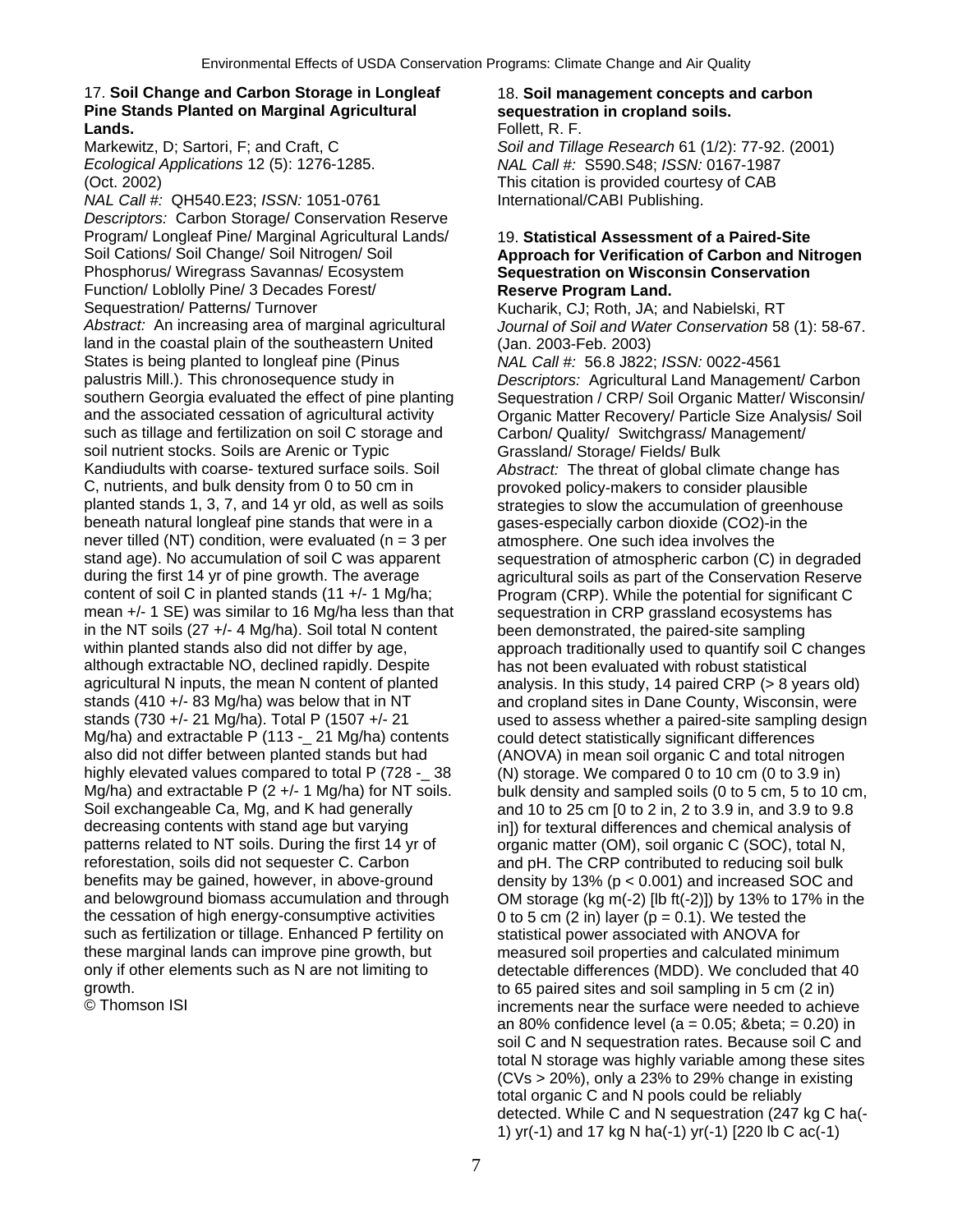17. **Soil Change and Carbon Storage in Longleaf Pine Stands Planted on Marginal Agricultural Lands.**
Markewitz, D; Sartori, F; and Craft, C
*Ecological Applications* 12 (5): 1276-1285. (Oct. 2002)
*NAL Call #:* QH540.E23; *ISSN:* 1051-0761
*Descriptors:* Carbon Storage/ Conservation Reserve Program/ Longleaf Pine/ Marginal Agricultural Lands/ Soil Cations/ Soil Change/ Soil Nitrogen/ Soil Phosphorus/ Wiregrass Savannas/ Ecosystem Function/ Loblolly Pine/ 3 Decades Forest/ Sequestration/ Patterns/ Turnover
*Abstract:* An increasing area of marginal agricultural land in the coastal plain of the southeastern United States is being planted to longleaf pine (Pinus palustris Mill.). This chronosequence study in southern Georgia evaluated the effect of pine planting and the associated cessation of agricultural activity such as tillage and fertilization on soil C storage and soil nutrient stocks. Soils are Arenic or Typic Kandiudults with coarse- textured surface soils. Soil C, nutrients, and bulk density from 0 to 50 cm in planted stands 1, 3, 7, and 14 yr old, as well as soils beneath natural longleaf pine stands that were in a never tilled (NT) condition, were evaluated (n = 3 per stand age). No accumulation of soil C was apparent during the first 14 yr of pine growth. The average content of soil C in planted stands (11 +/- 1 Mg/ha; mean +/- 1 SE) was similar to 16 Mg/ha less than that in the NT soils (27 +/- 4 Mg/ha). Soil total N content within planted stands also did not differ by age, although extractable NO, declined rapidly. Despite agricultural N inputs, the mean N content of planted stands (410 +/- 83 Mg/ha) was below that in NT stands (730 +/- 21 Mg/ha). Total P (1507 +/- 21 Mg/ha) and extractable P (113 -_ 21 Mg/ha) contents also did not differ between planted stands but had highly elevated values compared to total P (728 -_ 38 Mg/ha) and extractable P (2 +/- 1 Mg/ha) for NT soils. Soil exchangeable Ca, Mg, and K had generally decreasing contents with stand age but varying patterns related to NT soils. During the first 14 yr of reforestation, soils did not sequester C. Carbon benefits may be gained, however, in above-ground and belowground biomass accumulation and through the cessation of high energy-consumptive activities such as fertilization or tillage. Enhanced P fertility on these marginal lands can improve pine growth, but only if other elements such as N are not limiting to growth.
© Thomson ISI

18. **Soil management concepts and carbon sequestration in cropland soils.**
Follett, R. F.
*Soil and Tillage Research* 61 (1/2): 77-92. (2001)
*NAL Call #:* S590.S48; *ISSN:* 0167-1987
This citation is provided courtesy of CAB International/CABI Publishing.

19. **Statistical Assessment of a Paired-Site Approach for Verification of Carbon and Nitrogen Sequestration on Wisconsin Conservation Reserve Program Land.**
Kucharik, CJ; Roth, JA; and Nabielski, RT
*Journal of Soil and Water Conservation* 58 (1): 58-67. (Jan. 2003-Feb. 2003)
*NAL Call #:* 56.8 J822; *ISSN:* 0022-4561
*Descriptors:* Agricultural Land Management/ Carbon Sequestration / CRP/ Soil Organic Matter/ Wisconsin/ Organic Matter Recovery/ Particle Size Analysis/ Soil Carbon/ Quality/ Switchgrass/ Management/ Grassland/ Storage/ Fields/ Bulk
*Abstract:* The threat of global climate change has provoked policy-makers to consider plausible strategies to slow the accumulation of greenhouse gases-especially carbon dioxide ($CO_2$)-in the atmosphere. One such idea involves the sequestration of atmospheric carbon (C) in degraded agricultural soils as part of the Conservation Reserve Program (CRP). While the potential for significant C sequestration in CRP grassland ecosystems has been demonstrated, the paired-site sampling approach traditionally used to quantify soil C changes has not been evaluated with robust statistical analysis. In this study, 14 paired CRP (> 8 years old) and cropland sites in Dane County, Wisconsin, were used to assess whether a paired-site sampling design could detect statistically significant differences (ANOVA) in mean soil organic C and total nitrogen (N) storage. We compared 0 to 10 cm (0 to 3.9 in) bulk density and sampled soils (0 to 5 cm, 5 to 10 cm, and 10 to 25 cm [0 to 2 in, 2 to 3.9 in, and 3.9 to 9.8 in]) for textural differences and chemical analysis of organic matter (OM), soil organic C (SOC), total N, and pH. The CRP contributed to reducing soil bulk density by 13% ($p < 0.001$) and increased SOC and OM storage (kg m(-2) [lb ft(-2)]) by 13% to 17% in the 0 to 5 cm (2 in) layer ($p = 0.1$). We tested the statistical power associated with ANOVA for measured soil properties and calculated minimum detectable differences (MDD). We concluded that 40 to 65 paired sites and soil sampling in 5 cm (2 in) increments near the surface were needed to achieve an 80% confidence level (a = 0.05; &beta; = 0.20) in soil C and N sequestration rates. Because soil C and total N storage was highly variable among these sites (CVs > 20%), only a 23% to 29% change in existing total organic C and N pools could be reliably detected. While C and N sequestration (247 kg C ha(-1) yr(-1) and 17 kg N ha(-1) yr(-1) [220 lb C ac(-1)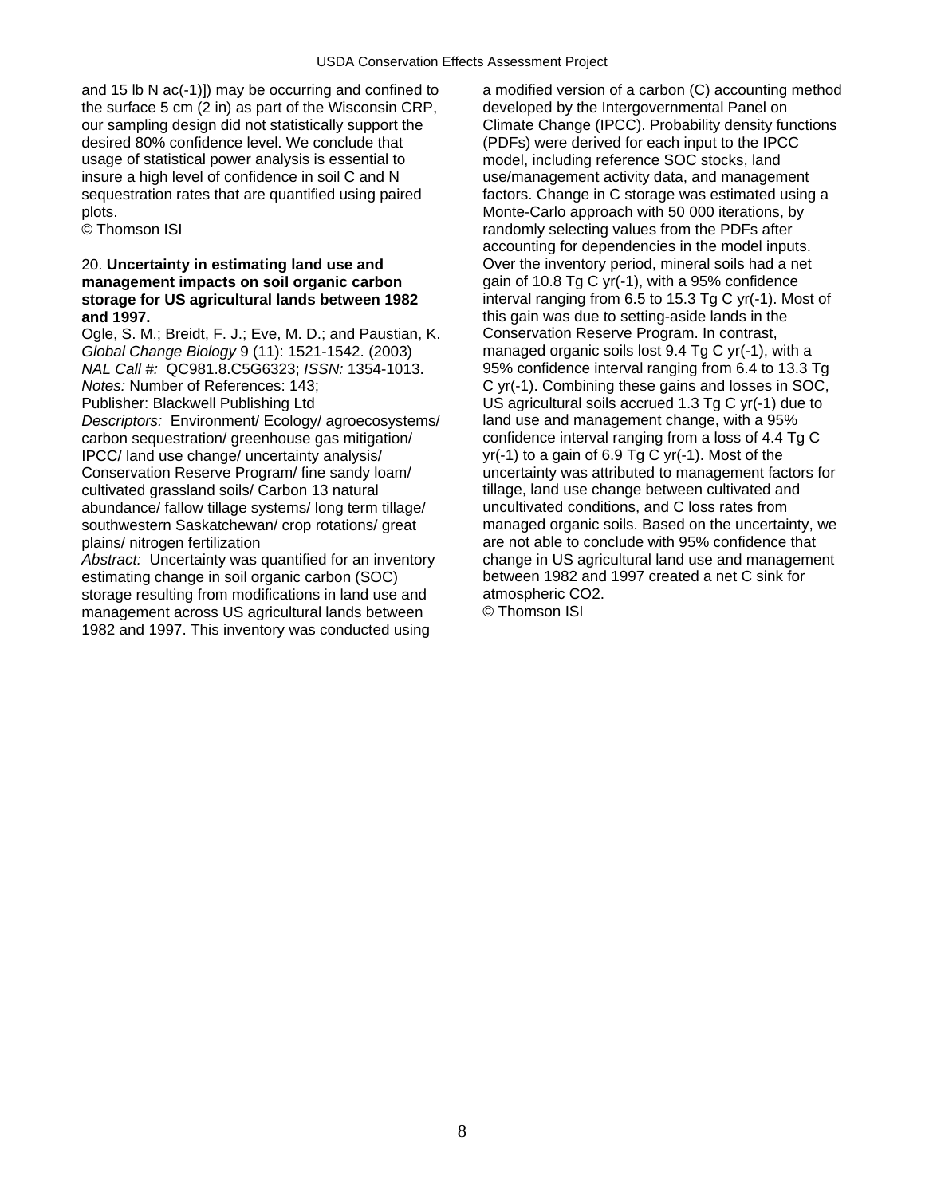and 15 lb N ac(-1)]) may be occurring and confined to the surface 5 cm (2 in) as part of the Wisconsin CRP, our sampling design did not statistically support the desired 80% confidence level. We conclude that usage of statistical power analysis is essential to insure a high level of confidence in soil C and N sequestration rates that are quantified using paired plots.
© Thomson ISI

20. **Uncertainty in estimating land use and management impacts on soil organic carbon storage for US agricultural lands between 1982 and 1997.**
Ogle, S. M.; Breidt, F. J.; Eve, M. D.; and Paustian, K.
*Global Change Biology* 9 (11): 1521-1542. (2003)
*NAL Call #:* QC981.8.C5G6323; *ISSN:* 1354-1013.
*Notes:* Number of References: 143;
Publisher: Blackwell Publishing Ltd
*Descriptors:* Environment/ Ecology/ agroecosystems/ carbon sequestration/ greenhouse gas mitigation/ IPCC/ land use change/ uncertainty analysis/ Conservation Reserve Program/ fine sandy loam/ cultivated grassland soils/ Carbon 13 natural abundance/ fallow tillage systems/ long term tillage/ southwestern Saskatchewan/ crop rotations/ great plains/ nitrogen fertilization
*Abstract:* Uncertainty was quantified for an inventory estimating change in soil organic carbon (SOC) storage resulting from modifications in land use and management across US agricultural lands between 1982 and 1997. This inventory was conducted using a modified version of a carbon (C) accounting method developed by the Intergovernmental Panel on Climate Change (IPCC). Probability density functions (PDFs) were derived for each input to the IPCC model, including reference SOC stocks, land use/management activity data, and management factors. Change in C storage was estimated using a Monte-Carlo approach with 50 000 iterations, by randomly selecting values from the PDFs after accounting for dependencies in the model inputs. Over the inventory period, mineral soils had a net gain of 10.8 Tg C yr(-1), with a 95% confidence interval ranging from 6.5 to 15.3 Tg C yr(-1). Most of this gain was due to setting-aside lands in the Conservation Reserve Program. In contrast, managed organic soils lost 9.4 Tg C yr(-1), with a 95% confidence interval ranging from 6.4 to 13.3 Tg C yr(-1). Combining these gains and losses in SOC, US agricultural soils accrued 1.3 Tg C yr(-1) due to land use and management change, with a 95% confidence interval ranging from a loss of 4.4 Tg C yr(-1) to a gain of 6.9 Tg C yr(-1). Most of the uncertainty was attributed to management factors for tillage, land use change between cultivated and uncultivated conditions, and C loss rates from managed organic soils. Based on the uncertainty, we are not able to conclude with 95% confidence that change in US agricultural land use and management between 1982 and 1997 created a net C sink for atmospheric $CO_2$.
© Thomson ISI